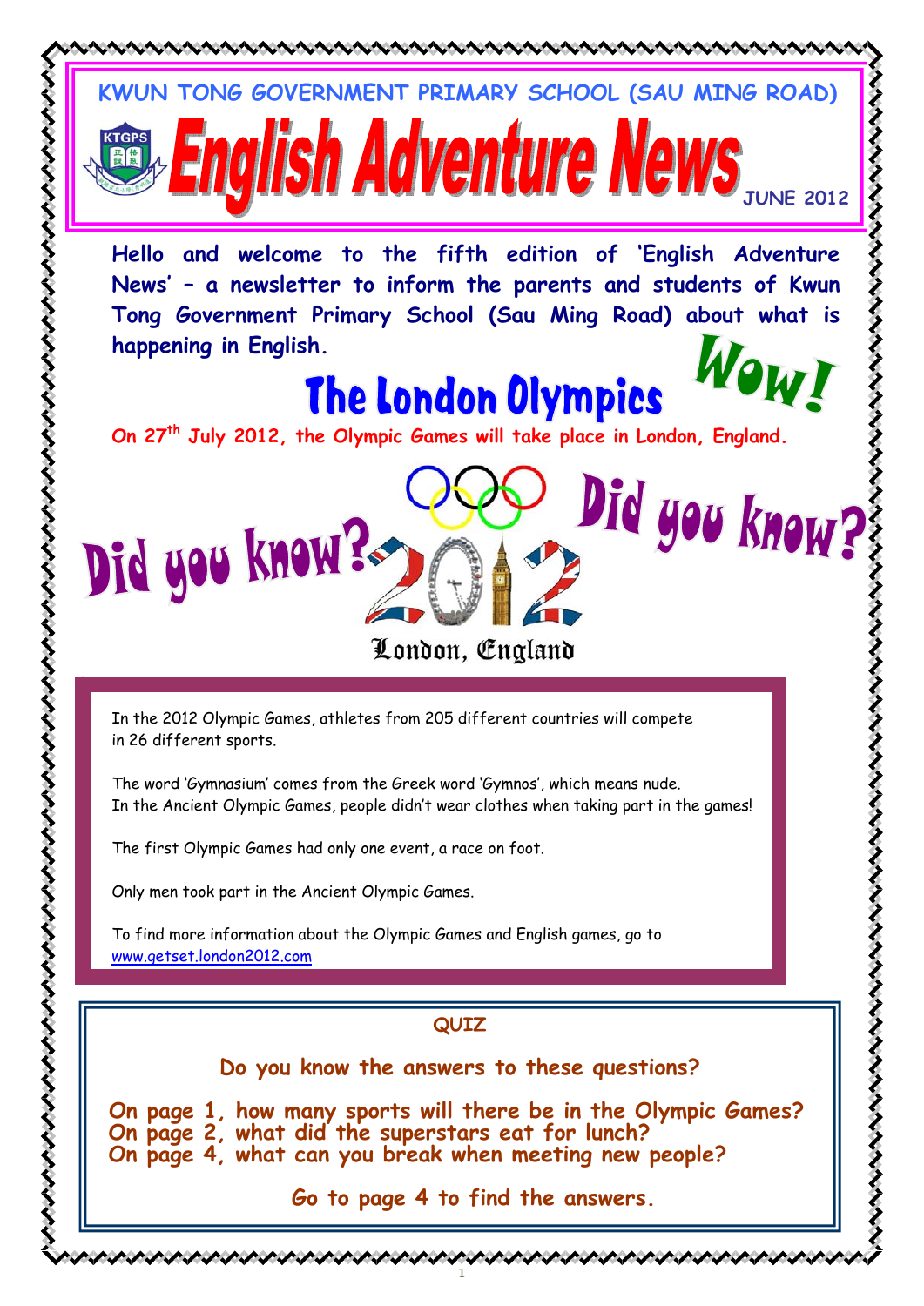KWUN TONG GOVERNMENT PRIMARY SCHOOL (SAU MING ROAD)

# English Adventure News

JUNE 2012

**Hello and welcome to the fifth edition of 'English Adventure News' – a newsletter to inform the parents and students of Kwun Tong Government Primary School (Sau Ming Road) about what is happening in English.**

## The London Olympics

Wow!

**On 27th July 2012, the Olympic Games will take place in London, England.**

Did you know? Did you know?

London, England

In the 2012 Olympic Games, athletes from 205 different countries will compete in 26 different sports.

The word 'Gymnasium' comes from the Greek word 'Gymnos', which means nude. In the Ancient Olympic Games, people didn't wear clothes when taking part in the games!

The first Olympic Games had only one event, a race on foot.

Only men took part in the Ancient Olympic Games.

To find more information about the Olympic Games and English games, go to www.getset.london2012.com

### QUIZ

**Do you know the answers to these questions?**

**On page 1, how many sports will there be in the Olympic Games?**
**On page 2, what did the superstars eat for lunch?**
**On page 4, what can you break when meeting new people?**

**Go to page 4 to find the answers.**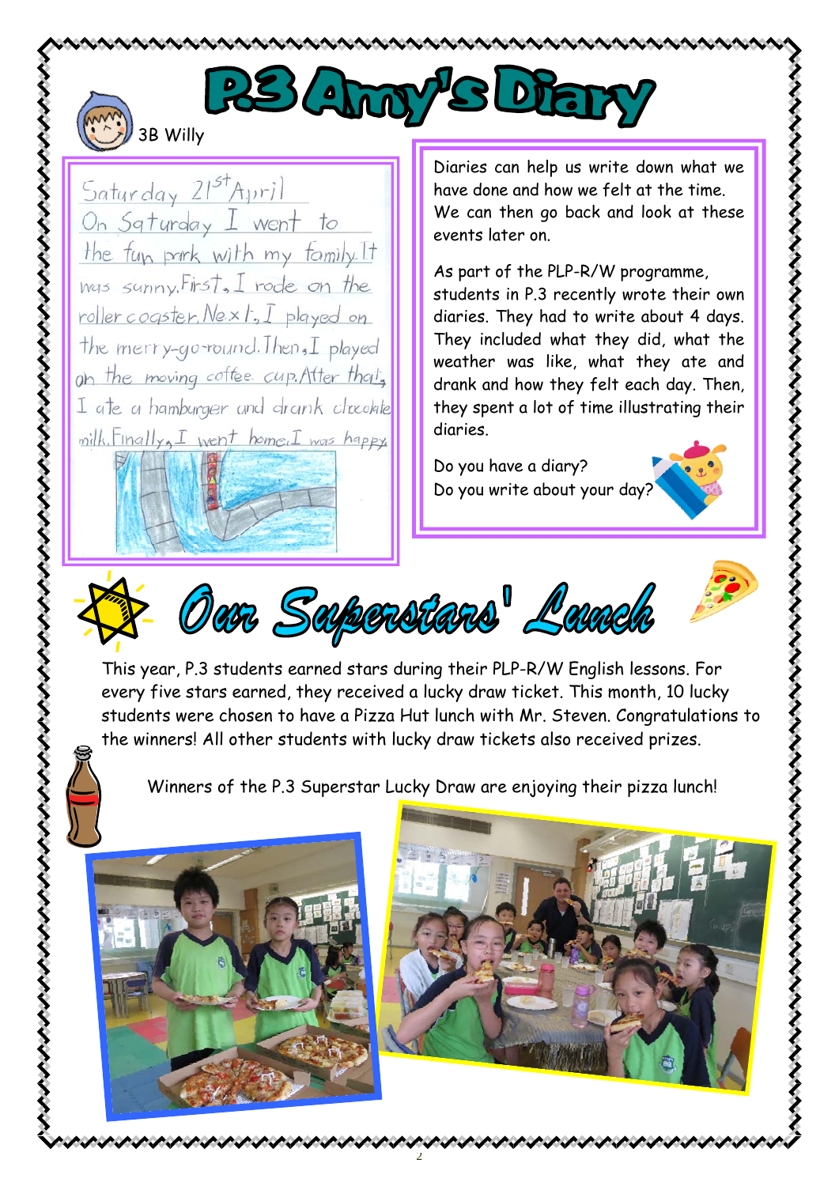# P.3 Amy's Diary

3B Willy

Saturday 21st April

On Saturday I went to the fun park with my family. It was sunny. First, I rode on the roller coaster. Next, I played on the merry-go-round. Then, I played on the moving coffee cup. After that, I ate a hamburger and drank chocolate milk. Finally, I went home. I was happy.

Diaries can help us write down what we have done and how we felt at the time. We can then go back and look at these events later on.

As part of the PLP-R/W programme, students in P.3 recently wrote their own diaries. They had to write about 4 days. They included what they did, what the weather was like, what they ate and drank and how they felt each day. Then, they spent a lot of time illustrating their diaries.

Do you have a diary?
Do you write about your day?

# Our Superstars' Lunch

This year, P.3 students earned stars during their PLP-R/W English lessons. For every five stars earned, they received a lucky draw ticket. This month, 10 lucky students were chosen to have a Pizza Hut lunch with Mr. Steven. Congratulations to the winners! All other students with lucky draw tickets also received prizes.

Winners of the P.3 Superstar Lucky Draw are enjoying their pizza lunch!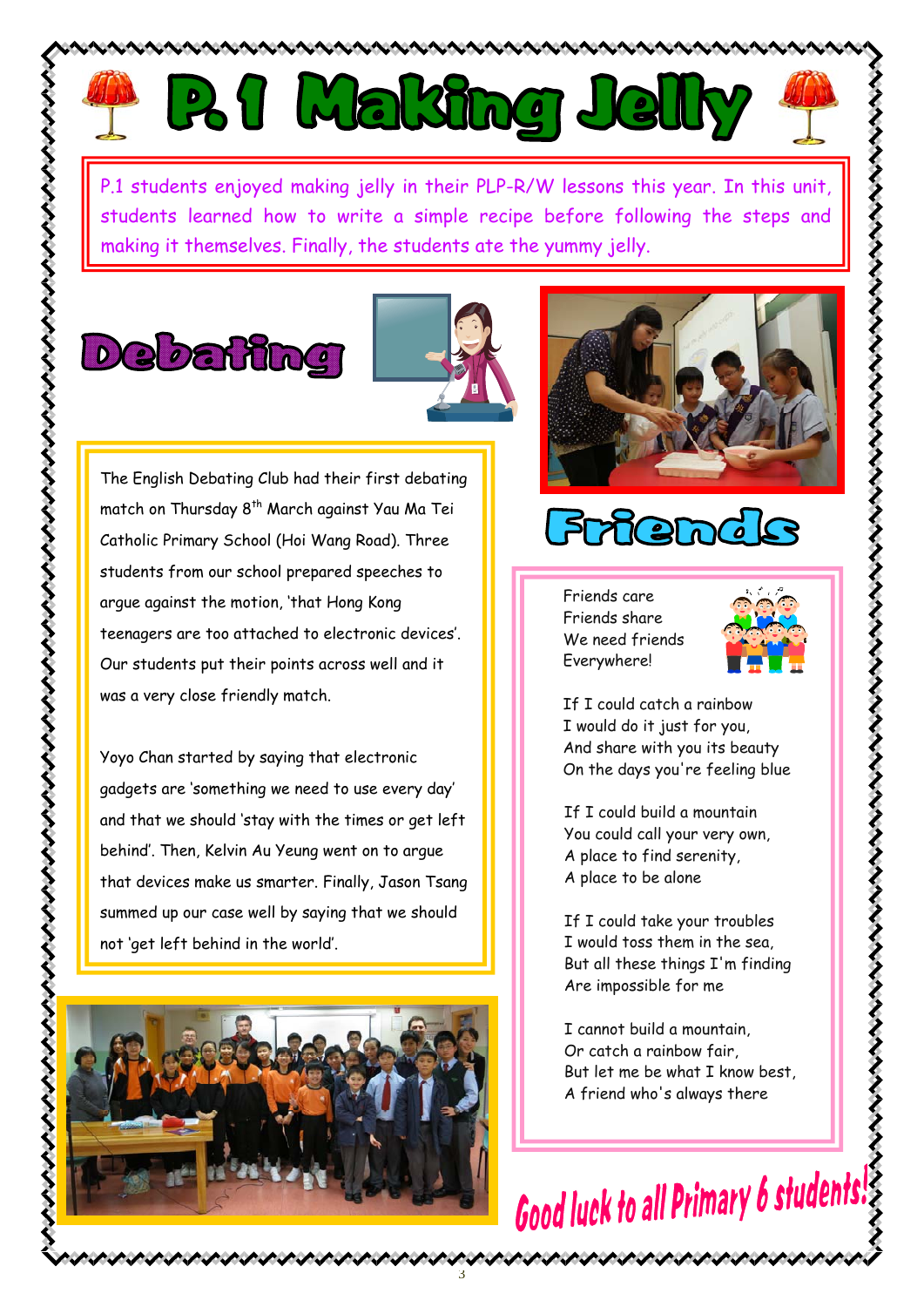# P.1 Making Jelly

P.1 students enjoyed making jelly in their PLP-R/W lessons this year. In this unit, students learned how to write a simple recipe before following the steps and making it themselves. Finally, the students ate the yummy jelly.

# Debating

The English Debating Club had their first debating match on Thursday 8th March against Yau Ma Tei Catholic Primary School (Hoi Wang Road). Three students from our school prepared speeches to argue against the motion, 'that Hong Kong teenagers are too attached to electronic devices'. Our students put their points across well and it was a very close friendly match.

Yoyo Chan started by saying that electronic gadgets are 'something we need to use every day' and that we should 'stay with the times or get left behind'. Then, Kelvin Au Yeung went on to argue that devices make us smarter. Finally, Jason Tsang summed up our case well by saying that we should not 'get left behind in the world'.

# Friends

Friends care
Friends share
We need friends
Everywhere!

If I could catch a rainbow
I would do it just for you,
And share with you its beauty
On the days you're feeling blue

If I could build a mountain
You could call your very own,
A place to find serenity,
A place to be alone

If I could take your troubles
I would toss them in the sea,
But all these things I'm finding
Are impossible for me

I cannot build a mountain,
Or catch a rainbow fair,
But let me be what I know best,
A friend who's always there

**Good luck to all Primary 6 students!**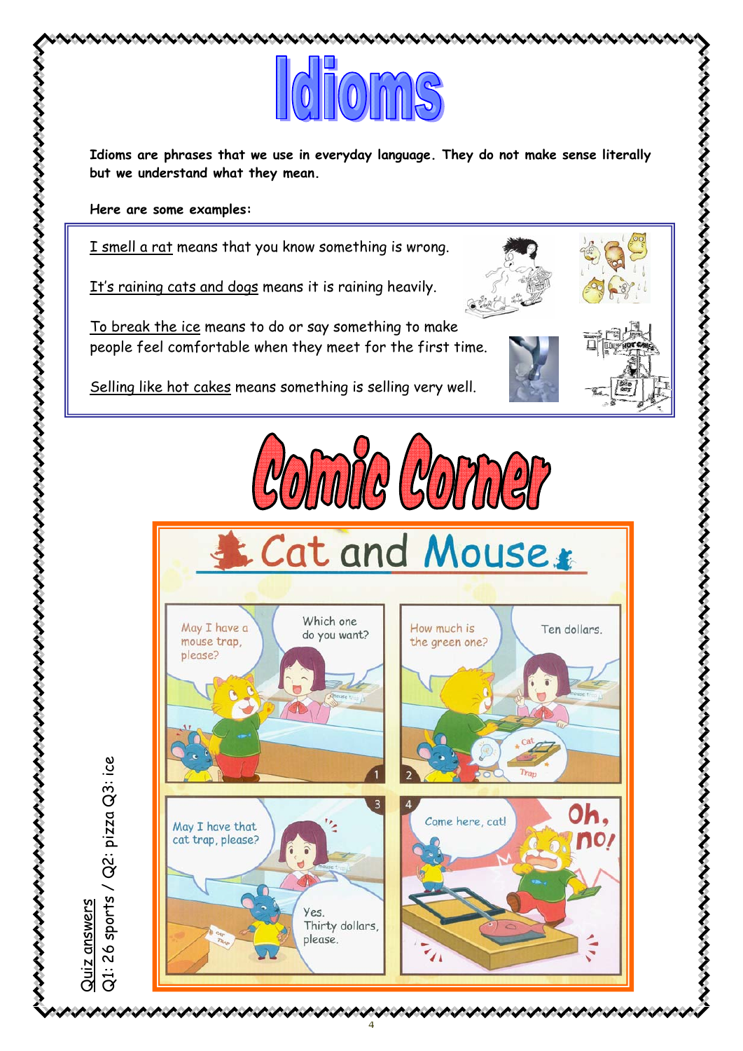# Idioms

**Idioms are phrases that we use in everyday language. They do not make sense literally but we understand what they mean.**

**Here are some examples:**

I smell a rat means that you know something is wrong.

It's raining cats and dogs means it is raining heavily.

To break the ice means to do or say something to make people feel comfortable when they meet for the first time.

Selling like hot cakes means something is selling very well.

# Comic Corner

## Cat and Mouse

1. May I have a mouse trap, please? / Which one do you want?
2. How much is the green one? / Ten dollars.
3. May I have that cat trap, please? / Yes. Thirty dollars, please.
4. Come here, cat! / Oh, no!

Quiz answers
Q1: 26 sports / Q2: pizza Q3: ice